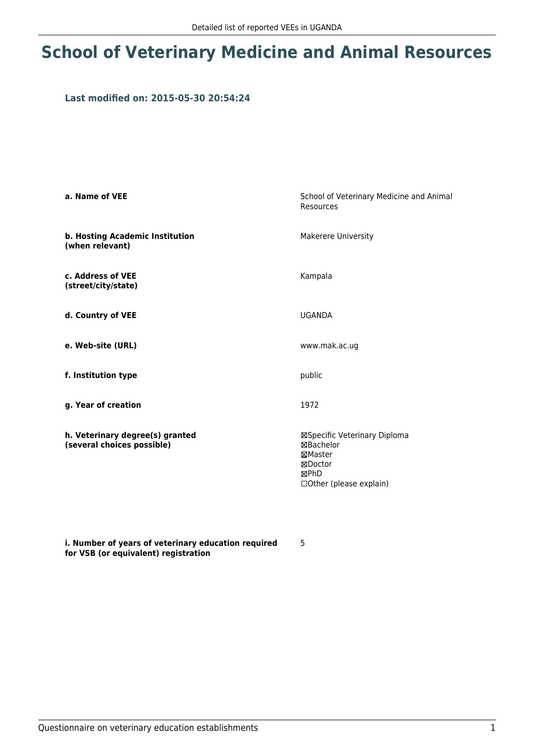# School of Veterinary Medicine and Animal Resources

### Last modified on: 2015-05-30 20:54:24

| | |
|---|---|
| **a. Name of VEE** | School of Veterinary Medicine and Animal Resources |
| **b. Hosting Academic Institution (when relevant)** | Makerere University |
| **c. Address of VEE (street/city/state)** | Kampala |
| **d. Country of VEE** | UGANDA |
| **e. Web-site (URL)** | www.mak.ac.ug |
| **f. Institution type** | public |
| **g. Year of creation** | 1972 |
| **h. Veterinary degree(s) granted (several choices possible)** | ☒Specific Veterinary Diploma<br>☒Bachelor<br>☒Master<br>☒Doctor<br>☒PhD<br>☐Other (please explain) |
| **i. Number of years of veterinary education required for VSB (or equivalent) registration** | 5 |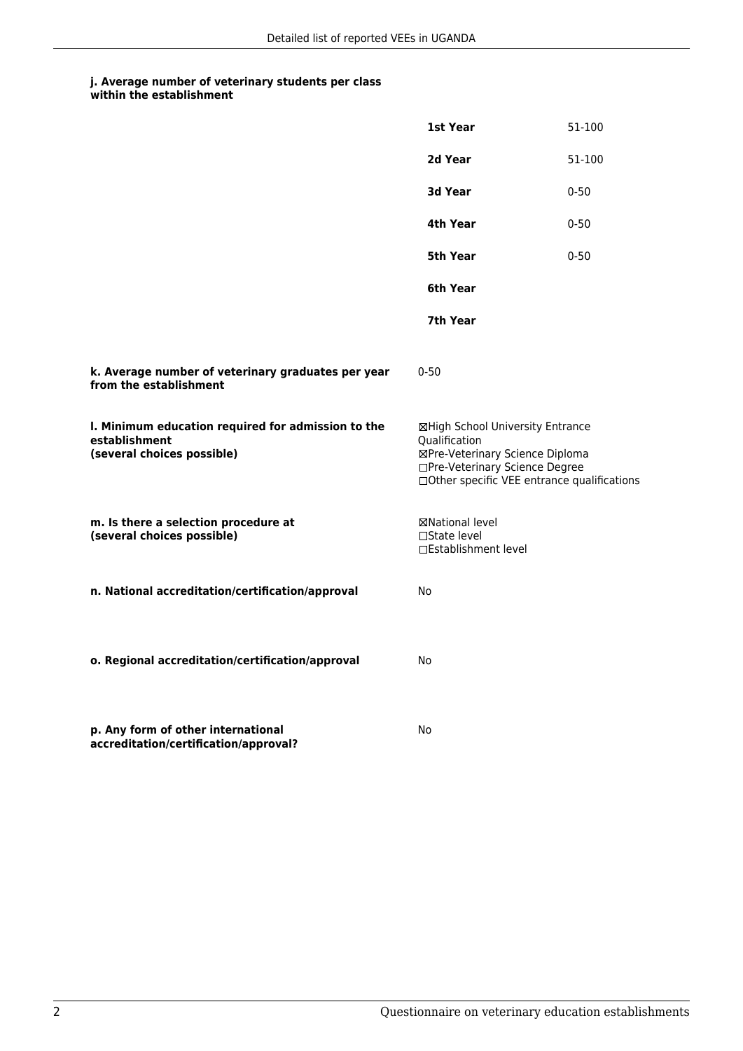**j. Average number of veterinary students per class within the establishment**

| | |
|---|---|
| **1st Year** | 51-100 |
| **2d Year** | 51-100 |
| **3d Year** | 0-50 |
| **4th Year** | 0-50 |
| **5th Year** | 0-50 |
| **6th Year** | |
| **7th Year** | |

**k. Average number of veterinary graduates per year from the establishment**

0-50

**l. Minimum education required for admission to the establishment (several choices possible)**

☒High School University Entrance Qualification
☒Pre-Veterinary Science Diploma
☐Pre-Veterinary Science Degree
☐Other specific VEE entrance qualifications

**m. Is there a selection procedure at (several choices possible)**

☒National level
☐State level
☐Establishment level

**n. National accreditation/certification/approval**

No

**o. Regional accreditation/certification/approval**

No

**p. Any form of other international accreditation/certification/approval?**

No